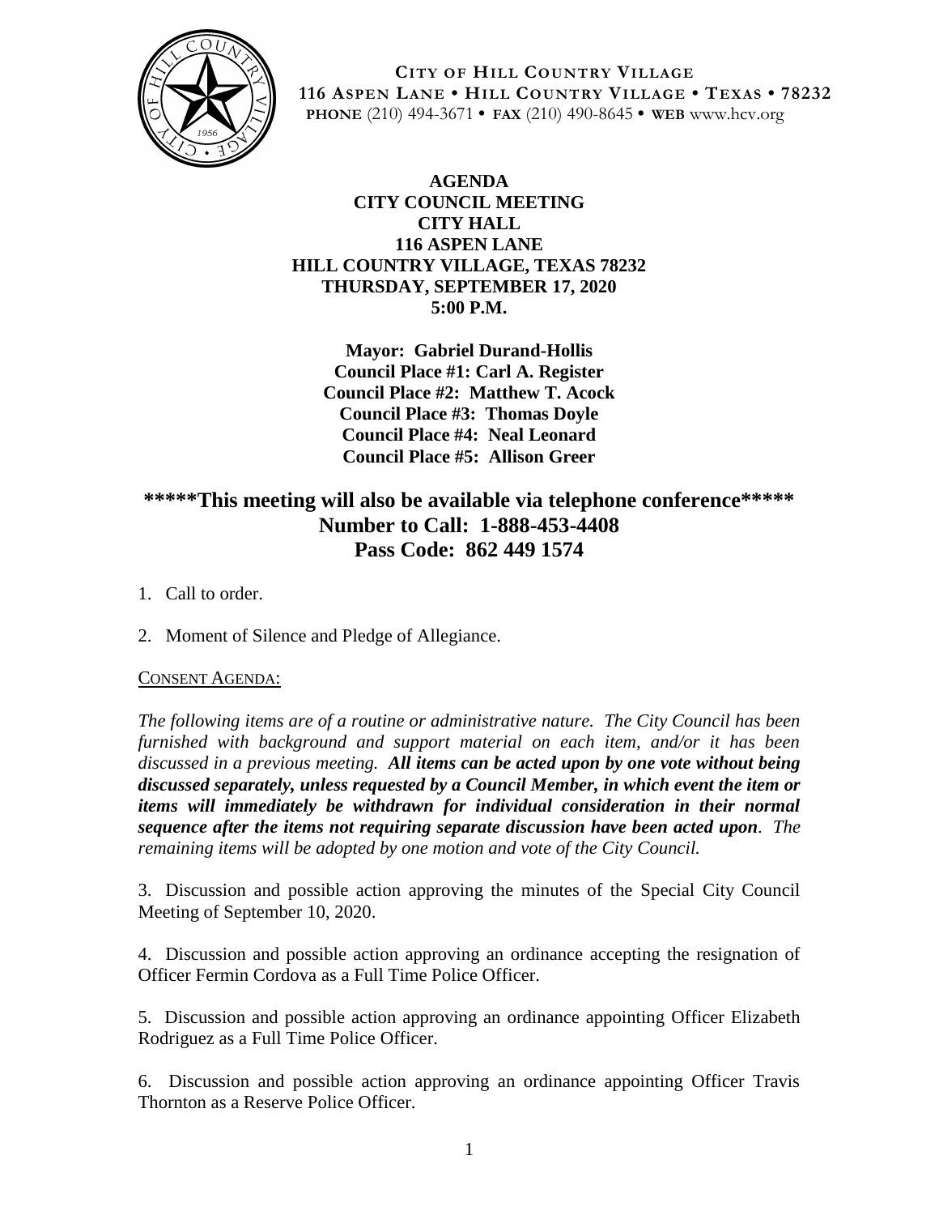**CITY OF HILL COUNTRY VILLAGE**
**116 ASPEN LANE • HILL COUNTRY VILLAGE • TEXAS • 78232**
**PHONE** (210) 494-3671 • **FAX** (210) 490-8645 • **WEB** www.hcv.org

**AGENDA**
**CITY COUNCIL MEETING**
**CITY HALL**
**116 ASPEN LANE**
**HILL COUNTRY VILLAGE, TEXAS 78232**
**THURSDAY, SEPTEMBER 17, 2020**
**5:00 P.M.**

**Mayor: Gabriel Durand-Hollis**
**Council Place #1: Carl A. Register**
**Council Place #2: Matthew T. Acock**
**Council Place #3: Thomas Doyle**
**Council Place #4: Neal Leonard**
**Council Place #5: Allison Greer**

## *****This meeting will also be available via telephone conference*****
## Number to Call: 1-888-453-4408
## Pass Code: 862 449 1574

1. Call to order.
2. Moment of Silence and Pledge of Allegiance.

CONSENT AGENDA:

*The following items are of a routine or administrative nature. The City Council has been furnished with background and support material on each item, and/or it has been discussed in a previous meeting.* ***All items can be acted upon by one vote without being discussed separately, unless requested by a Council Member, in which event the item or items will immediately be withdrawn for individual consideration in their normal sequence after the items not requiring separate discussion have been acted upon****. The remaining items will be adopted by one motion and vote of the City Council.*

3. Discussion and possible action approving the minutes of the Special City Council Meeting of September 10, 2020.

4. Discussion and possible action approving an ordinance accepting the resignation of Officer Fermin Cordova as a Full Time Police Officer.

5. Discussion and possible action approving an ordinance appointing Officer Elizabeth Rodriguez as a Full Time Police Officer.

6. Discussion and possible action approving an ordinance appointing Officer Travis Thornton as a Reserve Police Officer.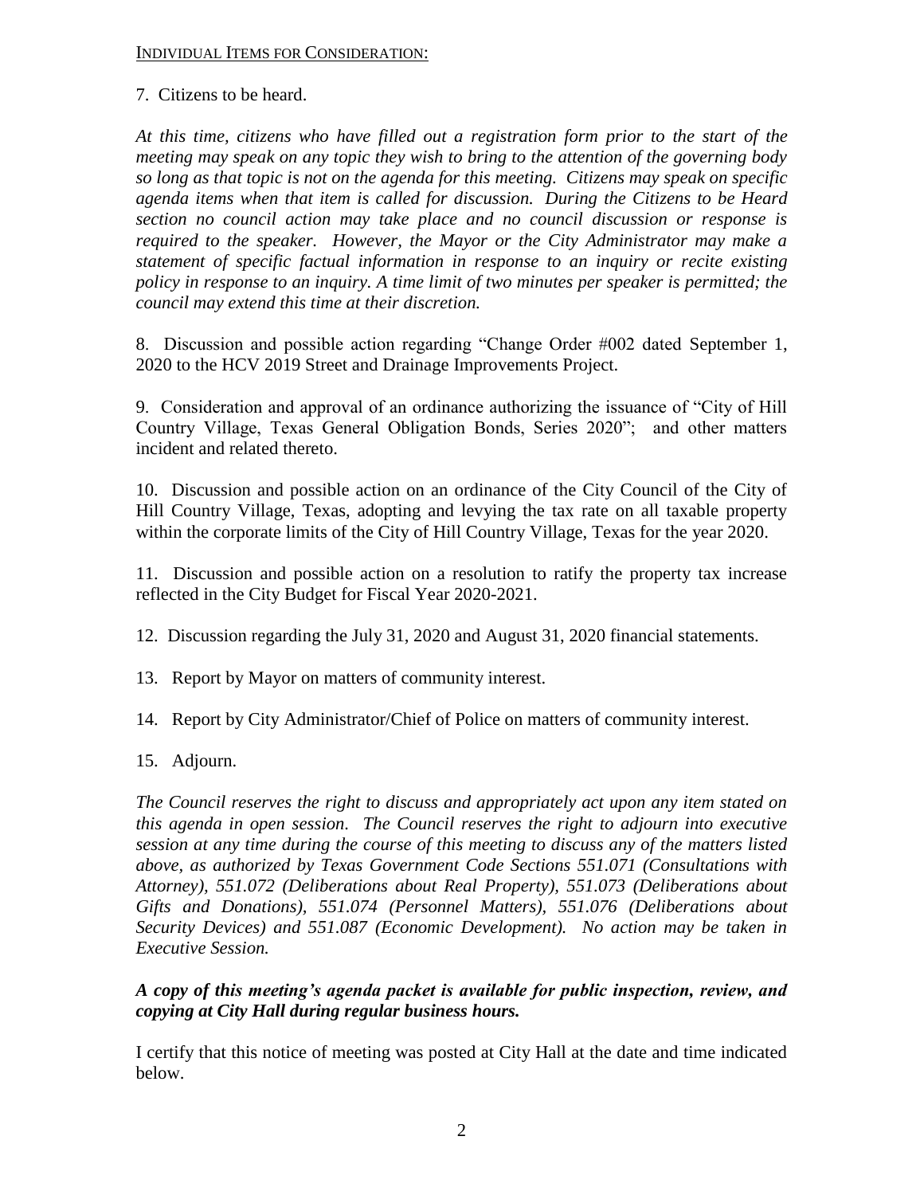INDIVIDUAL ITEMS FOR CONSIDERATION:

7. Citizens to be heard.

*At this time, citizens who have filled out a registration form prior to the start of the meeting may speak on any topic they wish to bring to the attention of the governing body so long as that topic is not on the agenda for this meeting. Citizens may speak on specific agenda items when that item is called for discussion. During the Citizens to be Heard section no council action may take place and no council discussion or response is required to the speaker. However, the Mayor or the City Administrator may make a statement of specific factual information in response to an inquiry or recite existing policy in response to an inquiry. A time limit of two minutes per speaker is permitted; the council may extend this time at their discretion.*

8. Discussion and possible action regarding "Change Order #002 dated September 1, 2020 to the HCV 2019 Street and Drainage Improvements Project.

9. Consideration and approval of an ordinance authorizing the issuance of "City of Hill Country Village, Texas General Obligation Bonds, Series 2020"; and other matters incident and related thereto.

10. Discussion and possible action on an ordinance of the City Council of the City of Hill Country Village, Texas, adopting and levying the tax rate on all taxable property within the corporate limits of the City of Hill Country Village, Texas for the year 2020.

11. Discussion and possible action on a resolution to ratify the property tax increase reflected in the City Budget for Fiscal Year 2020-2021.

12. Discussion regarding the July 31, 2020 and August 31, 2020 financial statements.

13. Report by Mayor on matters of community interest.

14. Report by City Administrator/Chief of Police on matters of community interest.

15. Adjourn.

*The Council reserves the right to discuss and appropriately act upon any item stated on this agenda in open session. The Council reserves the right to adjourn into executive session at any time during the course of this meeting to discuss any of the matters listed above, as authorized by Texas Government Code Sections 551.071 (Consultations with Attorney), 551.072 (Deliberations about Real Property), 551.073 (Deliberations about Gifts and Donations), 551.074 (Personnel Matters), 551.076 (Deliberations about Security Devices) and 551.087 (Economic Development). No action may be taken in Executive Session.*

***A copy of this meeting's agenda packet is available for public inspection, review, and copying at City Hall during regular business hours.***

I certify that this notice of meeting was posted at City Hall at the date and time indicated below.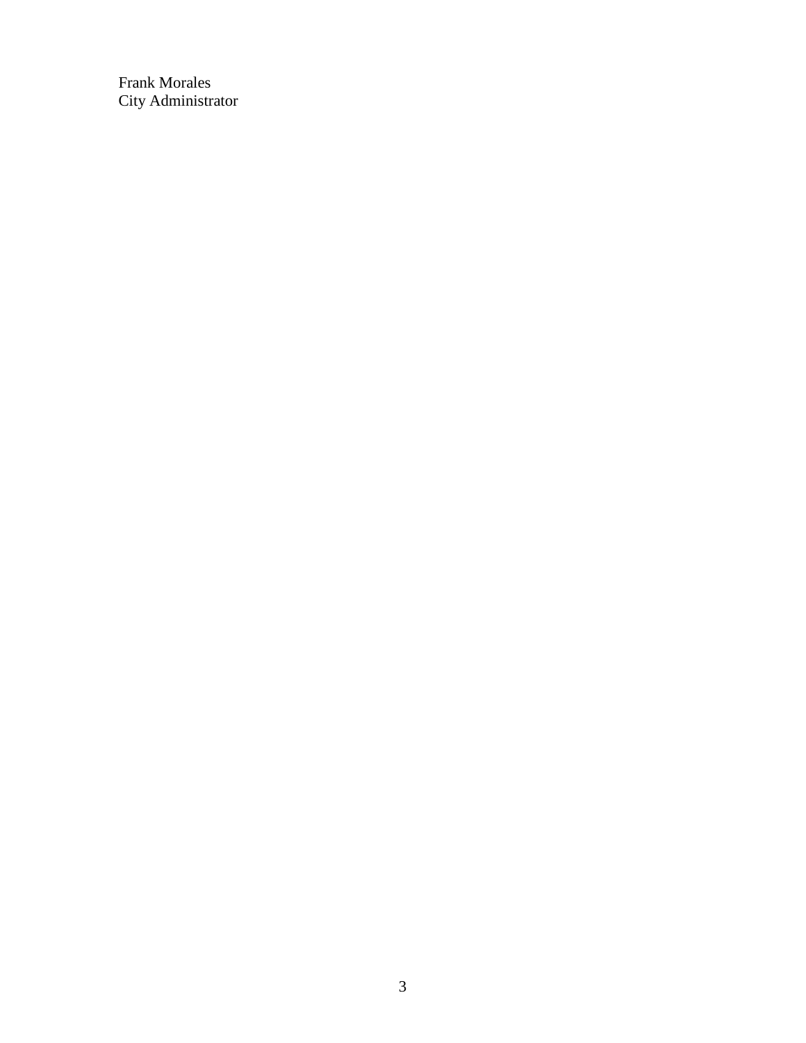Frank Morales  
City Administrator